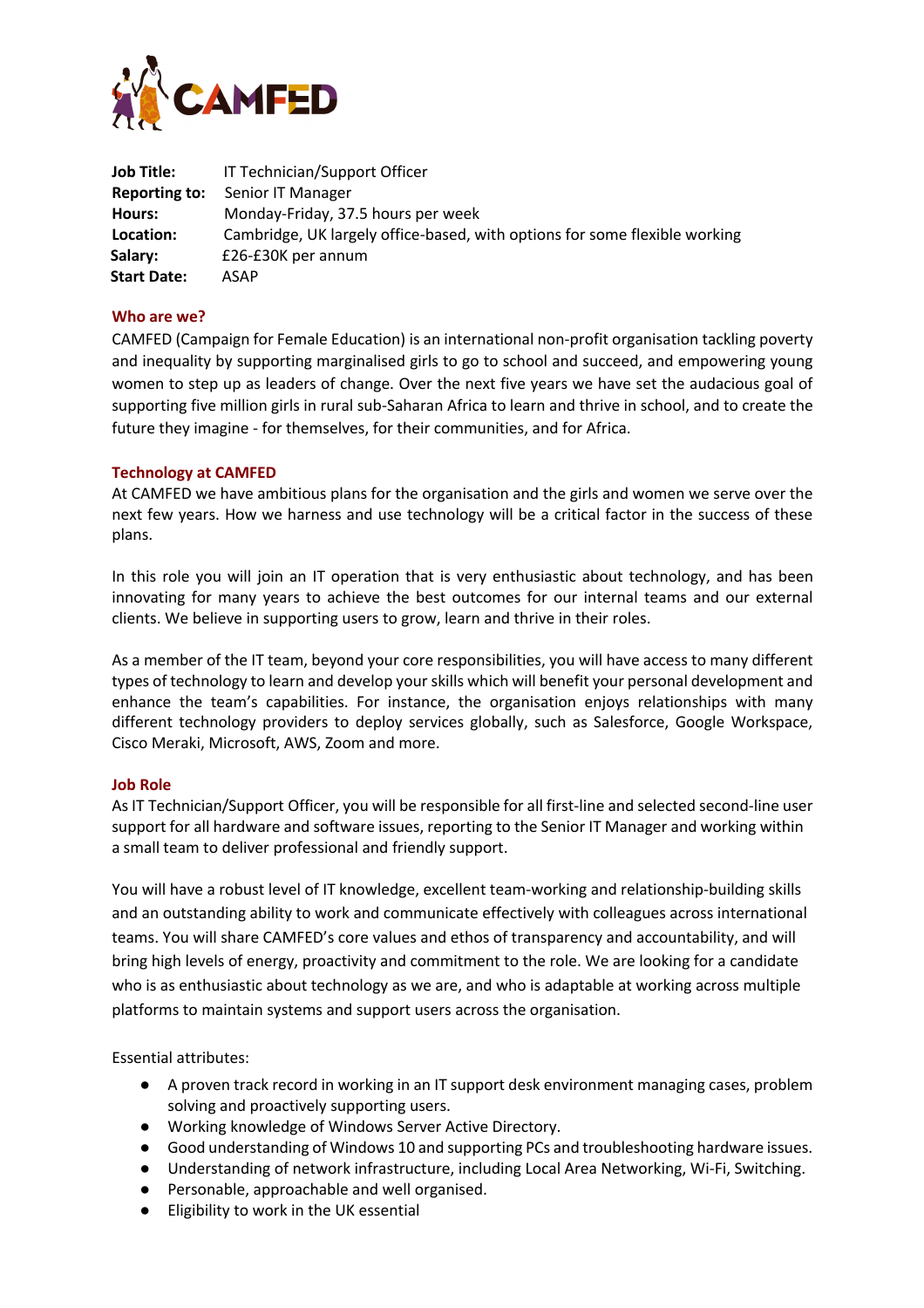**Job Title:** IT Technician/Support Officer
**Reporting to:** Senior IT Manager
**Hours:** Monday-Friday, 37.5 hours per week
**Location:** Cambridge, UK largely office-based, with options for some flexible working
**Salary:** £26-£30K per annum
**Start Date:** ASAP

## Who are we?

CAMFED (Campaign for Female Education) is an international non-profit organisation tackling poverty and inequality by supporting marginalised girls to go to school and succeed, and empowering young women to step up as leaders of change. Over the next five years we have set the audacious goal of supporting five million girls in rural sub-Saharan Africa to learn and thrive in school, and to create the future they imagine - for themselves, for their communities, and for Africa.

## Technology at CAMFED

At CAMFED we have ambitious plans for the organisation and the girls and women we serve over the next few years. How we harness and use technology will be a critical factor in the success of these plans.

In this role you will join an IT operation that is very enthusiastic about technology, and has been innovating for many years to achieve the best outcomes for our internal teams and our external clients. We believe in supporting users to grow, learn and thrive in their roles.

As a member of the IT team, beyond your core responsibilities, you will have access to many different types of technology to learn and develop your skills which will benefit your personal development and enhance the team's capabilities. For instance, the organisation enjoys relationships with many different technology providers to deploy services globally, such as Salesforce, Google Workspace, Cisco Meraki, Microsoft, AWS, Zoom and more.

## Job Role

As IT Technician/Support Officer, you will be responsible for all first-line and selected second-line user support for all hardware and software issues, reporting to the Senior IT Manager and working within a small team to deliver professional and friendly support.

You will have a robust level of IT knowledge, excellent team-working and relationship-building skills and an outstanding ability to work and communicate effectively with colleagues across international teams. You will share CAMFED's core values and ethos of transparency and accountability, and will bring high levels of energy, proactivity and commitment to the role. We are looking for a candidate who is as enthusiastic about technology as we are, and who is adaptable at working across multiple platforms to maintain systems and support users across the organisation.

Essential attributes:

- A proven track record in working in an IT support desk environment managing cases, problem solving and proactively supporting users.
- Working knowledge of Windows Server Active Directory.
- Good understanding of Windows 10 and supporting PCs and troubleshooting hardware issues.
- Understanding of network infrastructure, including Local Area Networking, Wi-Fi, Switching.
- Personable, approachable and well organised.
- Eligibility to work in the UK essential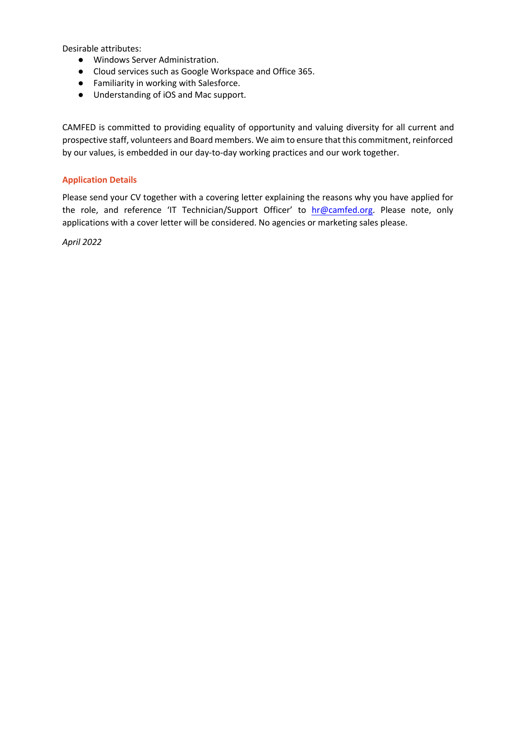Desirable attributes:

- Windows Server Administration.
- Cloud services such as Google Workspace and Office 365.
- Familiarity in working with Salesforce.
- Understanding of iOS and Mac support.

CAMFED is committed to providing equality of opportunity and valuing diversity for all current and prospective staff, volunteers and Board members. We aim to ensure that this commitment, reinforced by our values, is embedded in our day-to-day working practices and our work together.

## Application Details

Please send your CV together with a covering letter explaining the reasons why you have applied for the role, and reference 'IT Technician/Support Officer' to hr@camfed.org. Please note, only applications with a cover letter will be considered. No agencies or marketing sales please.

*April 2022*